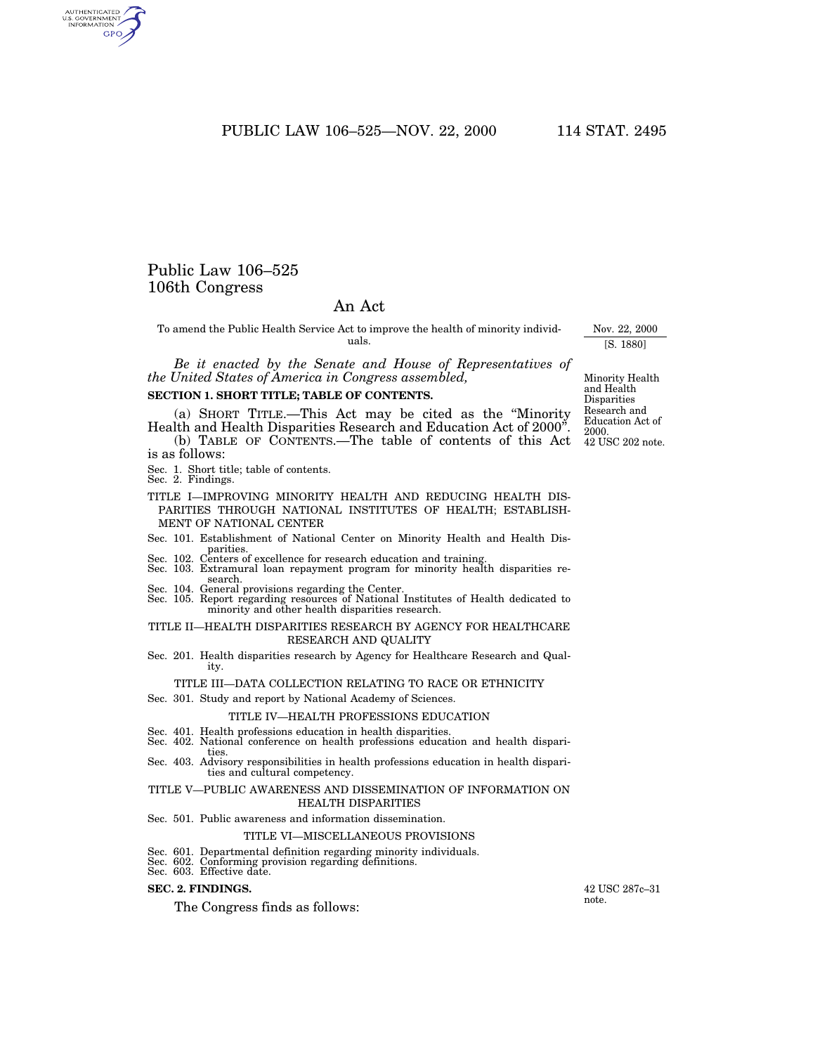# Public Law 106–525
# 106th Congress

## An Act

To amend the Public Health Service Act to improve the health of minority individuals.

Nov. 22, 2000
[S. 1880]

*Be it enacted by the Senate and House of Representatives of the United States of America in Congress assembled,*

Minority Health and Health Disparities Research and Education Act of 2000.
42 USC 202 note.

**SECTION 1. SHORT TITLE; TABLE OF CONTENTS.**

(a) SHORT TITLE.—This Act may be cited as the "Minority Health and Health Disparities Research and Education Act of 2000".

(b) TABLE OF CONTENTS.—The table of contents of this Act is as follows:

Sec. 1. Short title; table of contents.
Sec. 2. Findings.

TITLE I—IMPROVING MINORITY HEALTH AND REDUCING HEALTH DISPARITIES THROUGH NATIONAL INSTITUTES OF HEALTH; ESTABLISHMENT OF NATIONAL CENTER

Sec. 101. Establishment of National Center on Minority Health and Health Disparities.
Sec. 102. Centers of excellence for research education and training.
Sec. 103. Extramural loan repayment program for minority health disparities research.
Sec. 104. General provisions regarding the Center.
Sec. 105. Report regarding resources of National Institutes of Health dedicated to minority and other health disparities research.

TITLE II—HEALTH DISPARITIES RESEARCH BY AGENCY FOR HEALTHCARE RESEARCH AND QUALITY

Sec. 201. Health disparities research by Agency for Healthcare Research and Quality.

TITLE III—DATA COLLECTION RELATING TO RACE OR ETHNICITY

Sec. 301. Study and report by National Academy of Sciences.

TITLE IV—HEALTH PROFESSIONS EDUCATION

Sec. 401. Health professions education in health disparities.
Sec. 402. National conference on health professions education and health disparities.
Sec. 403. Advisory responsibilities in health professions education in health disparities and cultural competency.

TITLE V—PUBLIC AWARENESS AND DISSEMINATION OF INFORMATION ON HEALTH DISPARITIES

Sec. 501. Public awareness and information dissemination.

TITLE VI—MISCELLANEOUS PROVISIONS

Sec. 601. Departmental definition regarding minority individuals.
Sec. 602. Conforming provision regarding definitions.
Sec. 603. Effective date.

**SEC. 2. FINDINGS.**

42 USC 287c–31 note.

The Congress finds as follows: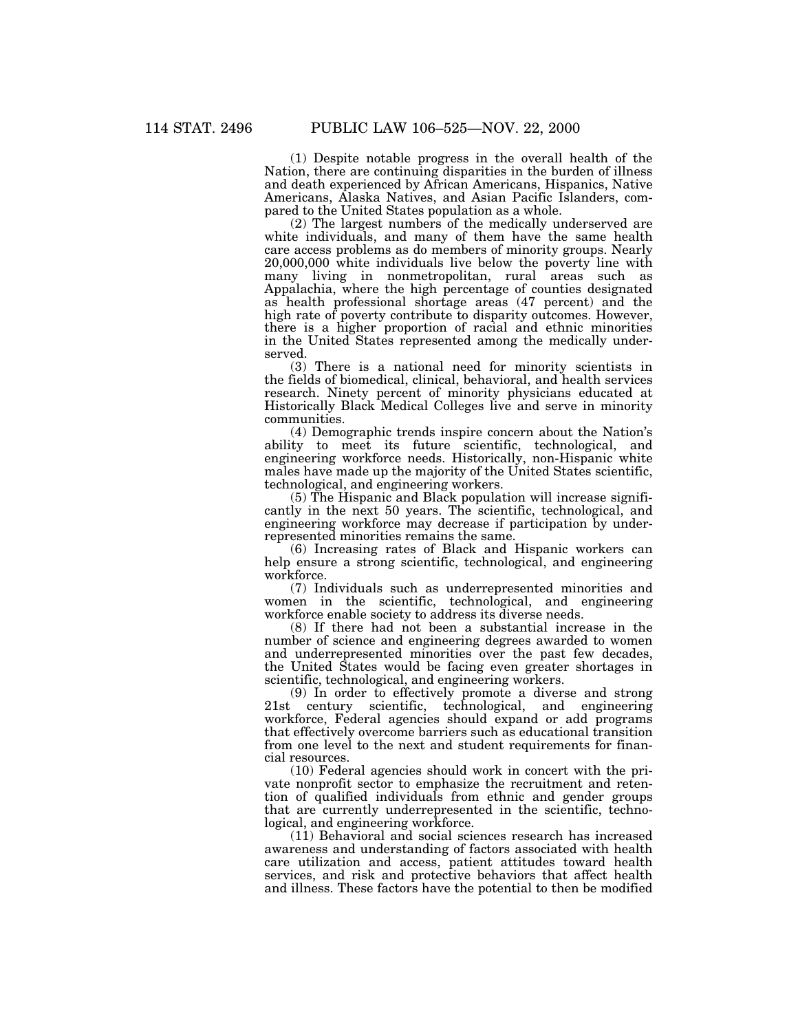(1) Despite notable progress in the overall health of the Nation, there are continuing disparities in the burden of illness and death experienced by African Americans, Hispanics, Native Americans, Alaska Natives, and Asian Pacific Islanders, compared to the United States population as a whole.

(2) The largest numbers of the medically underserved are white individuals, and many of them have the same health care access problems as do members of minority groups. Nearly 20,000,000 white individuals live below the poverty line with many living in nonmetropolitan, rural areas such as Appalachia, where the high percentage of counties designated as health professional shortage areas (47 percent) and the high rate of poverty contribute to disparity outcomes. However, there is a higher proportion of racial and ethnic minorities in the United States represented among the medically underserved.

(3) There is a national need for minority scientists in the fields of biomedical, clinical, behavioral, and health services research. Ninety percent of minority physicians educated at Historically Black Medical Colleges live and serve in minority communities.

(4) Demographic trends inspire concern about the Nation's ability to meet its future scientific, technological, and engineering workforce needs. Historically, non-Hispanic white males have made up the majority of the United States scientific, technological, and engineering workers.

(5) The Hispanic and Black population will increase significantly in the next 50 years. The scientific, technological, and engineering workforce may decrease if participation by underrepresented minorities remains the same.

(6) Increasing rates of Black and Hispanic workers can help ensure a strong scientific, technological, and engineering workforce.

(7) Individuals such as underrepresented minorities and women in the scientific, technological, and engineering workforce enable society to address its diverse needs.

(8) If there had not been a substantial increase in the number of science and engineering degrees awarded to women and underrepresented minorities over the past few decades, the United States would be facing even greater shortages in scientific, technological, and engineering workers.

(9) In order to effectively promote a diverse and strong 21st century scientific, technological, and engineering workforce, Federal agencies should expand or add programs that effectively overcome barriers such as educational transition from one level to the next and student requirements for financial resources.

(10) Federal agencies should work in concert with the private nonprofit sector to emphasize the recruitment and retention of qualified individuals from ethnic and gender groups that are currently underrepresented in the scientific, technological, and engineering workforce.

(11) Behavioral and social sciences research has increased awareness and understanding of factors associated with health care utilization and access, patient attitudes toward health services, and risk and protective behaviors that affect health and illness. These factors have the potential to then be modified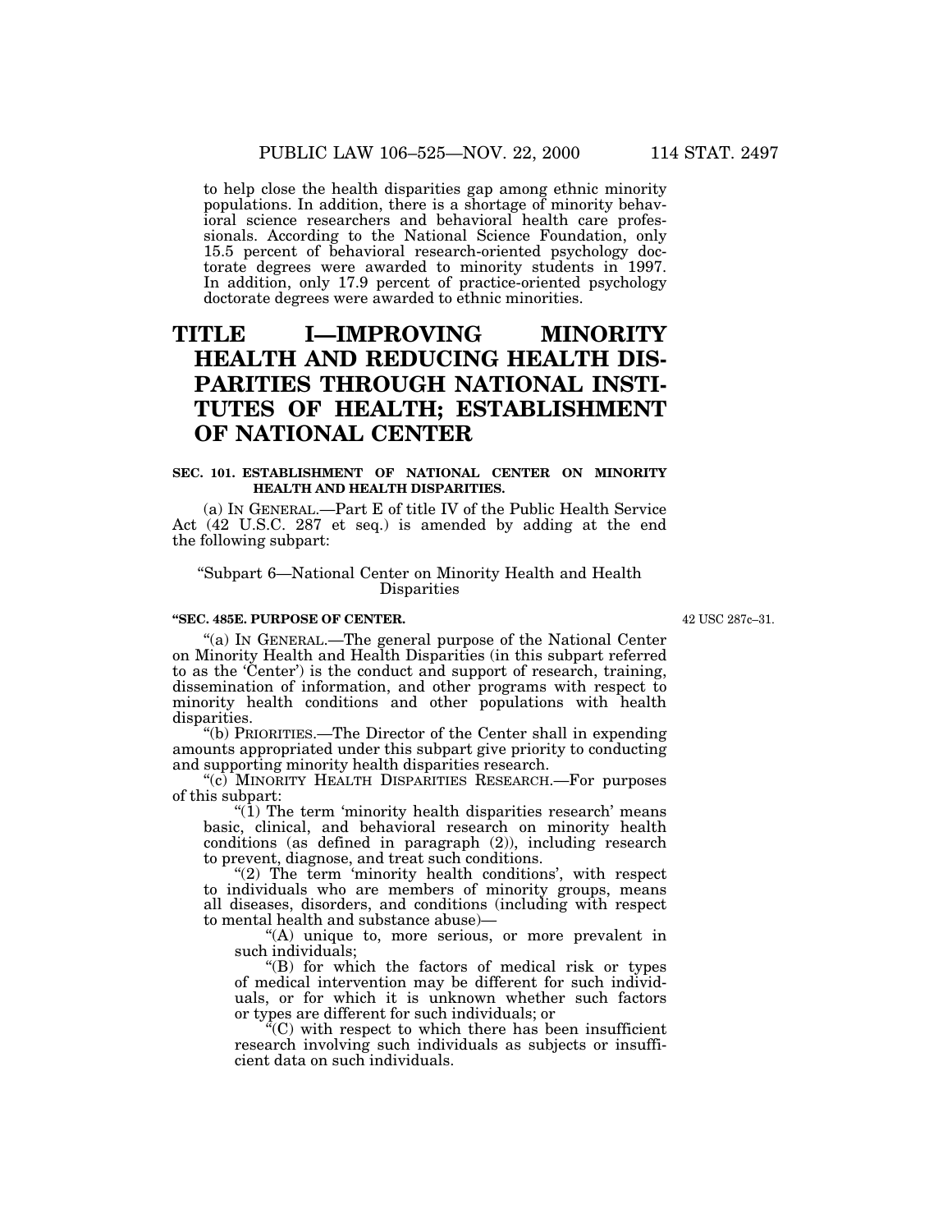to help close the health disparities gap among ethnic minority populations. In addition, there is a shortage of minority behavioral science researchers and behavioral health care professionals. According to the National Science Foundation, only 15.5 percent of behavioral research-oriented psychology doctorate degrees were awarded to minority students in 1997. In addition, only 17.9 percent of practice-oriented psychology doctorate degrees were awarded to ethnic minorities.

# TITLE I—IMPROVING MINORITY HEALTH AND REDUCING HEALTH DISPARITIES THROUGH NATIONAL INSTITUTES OF HEALTH; ESTABLISHMENT OF NATIONAL CENTER

### SEC. 101. ESTABLISHMENT OF NATIONAL CENTER ON MINORITY HEALTH AND HEALTH DISPARITIES.

(a) IN GENERAL.—Part E of title IV of the Public Health Service Act (42 U.S.C. 287 et seq.) is amended by adding at the end the following subpart:

"Subpart 6—National Center on Minority Health and Health Disparities

**"SEC. 485E. PURPOSE OF CENTER.**

42 USC 287c–31.

"(a) IN GENERAL.—The general purpose of the National Center on Minority Health and Health Disparities (in this subpart referred to as the 'Center') is the conduct and support of research, training, dissemination of information, and other programs with respect to minority health conditions and other populations with health disparities.

"(b) PRIORITIES.—The Director of the Center shall in expending amounts appropriated under this subpart give priority to conducting and supporting minority health disparities research.

"(c) MINORITY HEALTH DISPARITIES RESEARCH.—For purposes of this subpart:

"(1) The term 'minority health disparities research' means basic, clinical, and behavioral research on minority health conditions (as defined in paragraph (2)), including research to prevent, diagnose, and treat such conditions.

"(2) The term 'minority health conditions', with respect to individuals who are members of minority groups, means all diseases, disorders, and conditions (including with respect to mental health and substance abuse)—

"(A) unique to, more serious, or more prevalent in such individuals;

"(B) for which the factors of medical risk or types of medical intervention may be different for such individuals, or for which it is unknown whether such factors or types are different for such individuals; or

"(C) with respect to which there has been insufficient research involving such individuals as subjects or insufficient data on such individuals.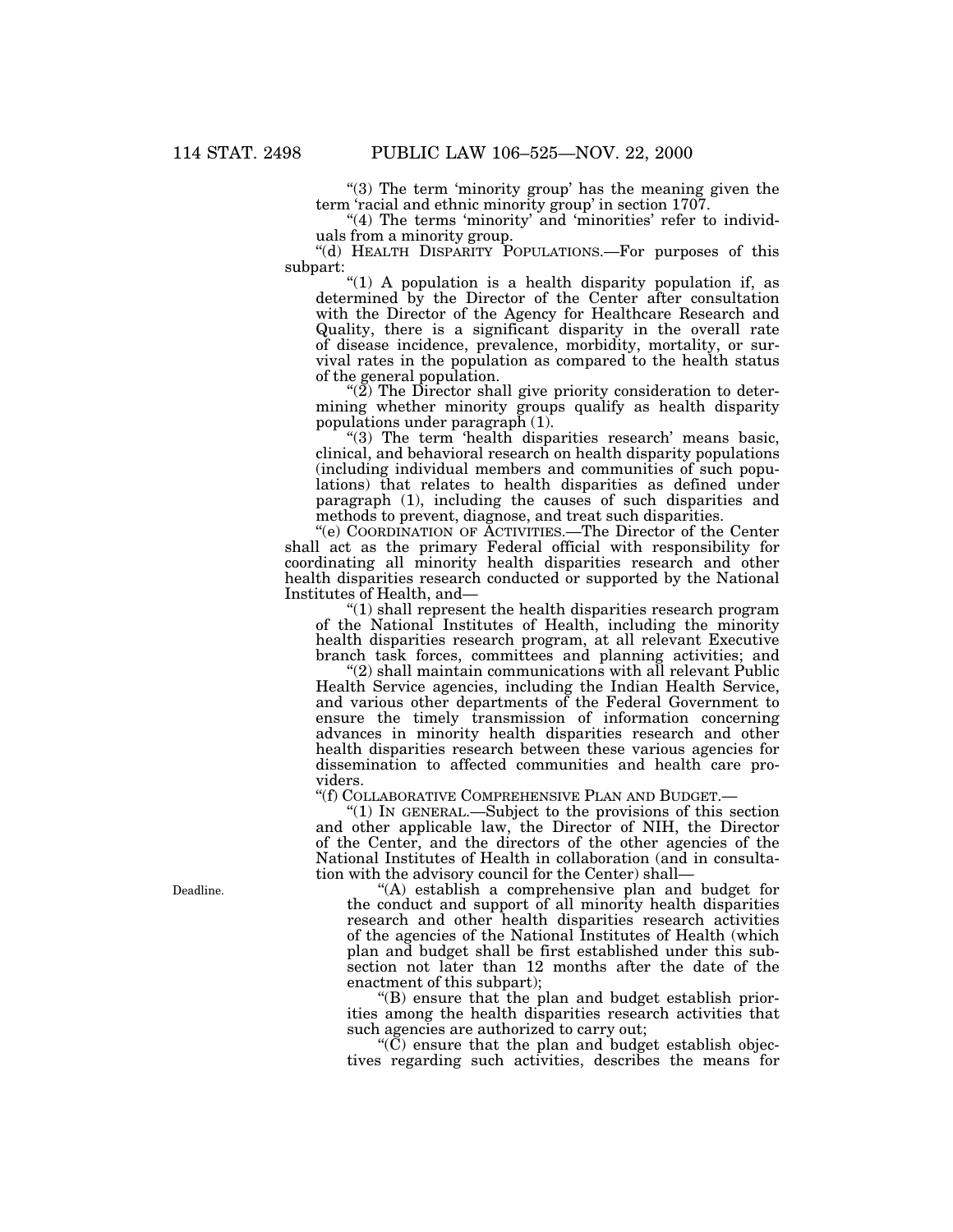"(3) The term 'minority group' has the meaning given the term 'racial and ethnic minority group' in section 1707.

"(4) The terms 'minority' and 'minorities' refer to individuals from a minority group.

"(d) HEALTH DISPARITY POPULATIONS.—For purposes of this subpart:

"(1) A population is a health disparity population if, as determined by the Director of the Center after consultation with the Director of the Agency for Healthcare Research and Quality, there is a significant disparity in the overall rate of disease incidence, prevalence, morbidity, mortality, or survival rates in the population as compared to the health status of the general population.

"(2) The Director shall give priority consideration to determining whether minority groups qualify as health disparity populations under paragraph (1).

"(3) The term 'health disparities research' means basic, clinical, and behavioral research on health disparity populations (including individual members and communities of such populations) that relates to health disparities as defined under paragraph (1), including the causes of such disparities and methods to prevent, diagnose, and treat such disparities.

"(e) COORDINATION OF ACTIVITIES.—The Director of the Center shall act as the primary Federal official with responsibility for coordinating all minority health disparities research and other health disparities research conducted or supported by the National Institutes of Health, and—

"(1) shall represent the health disparities research program of the National Institutes of Health, including the minority health disparities research program, at all relevant Executive branch task forces, committees and planning activities; and

"(2) shall maintain communications with all relevant Public Health Service agencies, including the Indian Health Service, and various other departments of the Federal Government to ensure the timely transmission of information concerning advances in minority health disparities research and other health disparities research between these various agencies for dissemination to affected communities and health care providers.

"(f) COLLABORATIVE COMPREHENSIVE PLAN AND BUDGET.—

"(1) IN GENERAL.—Subject to the provisions of this section and other applicable law, the Director of NIH, the Director of the Center, and the directors of the other agencies of the National Institutes of Health in collaboration (and in consultation with the advisory council for the Center) shall—

Deadline.

"(A) establish a comprehensive plan and budget for the conduct and support of all minority health disparities research and other health disparities research activities of the agencies of the National Institutes of Health (which plan and budget shall be first established under this subsection not later than 12 months after the date of the enactment of this subpart);

"(B) ensure that the plan and budget establish priorities among the health disparities research activities that such agencies are authorized to carry out;

"(C) ensure that the plan and budget establish objectives regarding such activities, describes the means for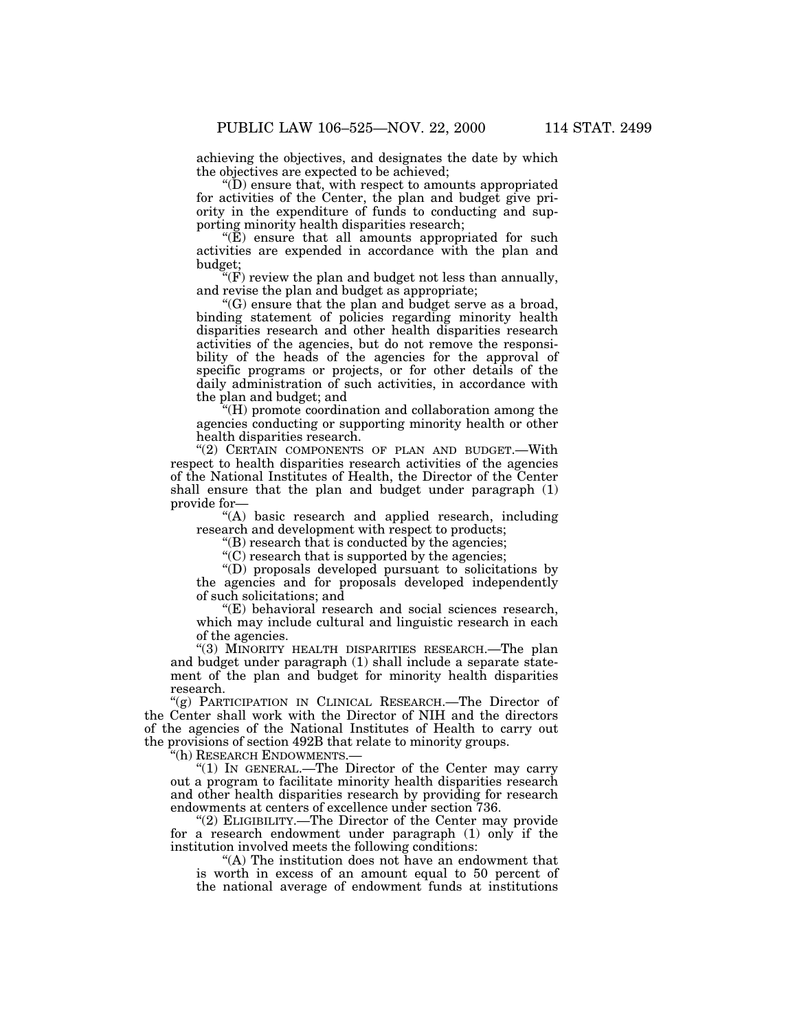achieving the objectives, and designates the date by which the objectives are expected to be achieved;

"(D) ensure that, with respect to amounts appropriated for activities of the Center, the plan and budget give priority in the expenditure of funds to conducting and supporting minority health disparities research;

"(E) ensure that all amounts appropriated for such activities are expended in accordance with the plan and budget;

"(F) review the plan and budget not less than annually, and revise the plan and budget as appropriate;

"(G) ensure that the plan and budget serve as a broad, binding statement of policies regarding minority health disparities research and other health disparities research activities of the agencies, but do not remove the responsibility of the heads of the agencies for the approval of specific programs or projects, or for other details of the daily administration of such activities, in accordance with the plan and budget; and

"(H) promote coordination and collaboration among the agencies conducting or supporting minority health or other health disparities research.

"(2) CERTAIN COMPONENTS OF PLAN AND BUDGET.—With respect to health disparities research activities of the agencies of the National Institutes of Health, the Director of the Center shall ensure that the plan and budget under paragraph (1) provide for—

"(A) basic research and applied research, including research and development with respect to products;

"(B) research that is conducted by the agencies;

"(C) research that is supported by the agencies;

"(D) proposals developed pursuant to solicitations by the agencies and for proposals developed independently of such solicitations; and

"(E) behavioral research and social sciences research, which may include cultural and linguistic research in each of the agencies.

"(3) MINORITY HEALTH DISPARITIES RESEARCH.—The plan and budget under paragraph (1) shall include a separate statement of the plan and budget for minority health disparities research.

"(g) PARTICIPATION IN CLINICAL RESEARCH.—The Director of the Center shall work with the Director of NIH and the directors of the agencies of the National Institutes of Health to carry out the provisions of section 492B that relate to minority groups.

"(h) RESEARCH ENDOWMENTS.—

"(1) IN GENERAL.—The Director of the Center may carry out a program to facilitate minority health disparities research and other health disparities research by providing for research endowments at centers of excellence under section 736.

"(2) ELIGIBILITY.—The Director of the Center may provide for a research endowment under paragraph (1) only if the institution involved meets the following conditions:

"(A) The institution does not have an endowment that is worth in excess of an amount equal to 50 percent of the national average of endowment funds at institutions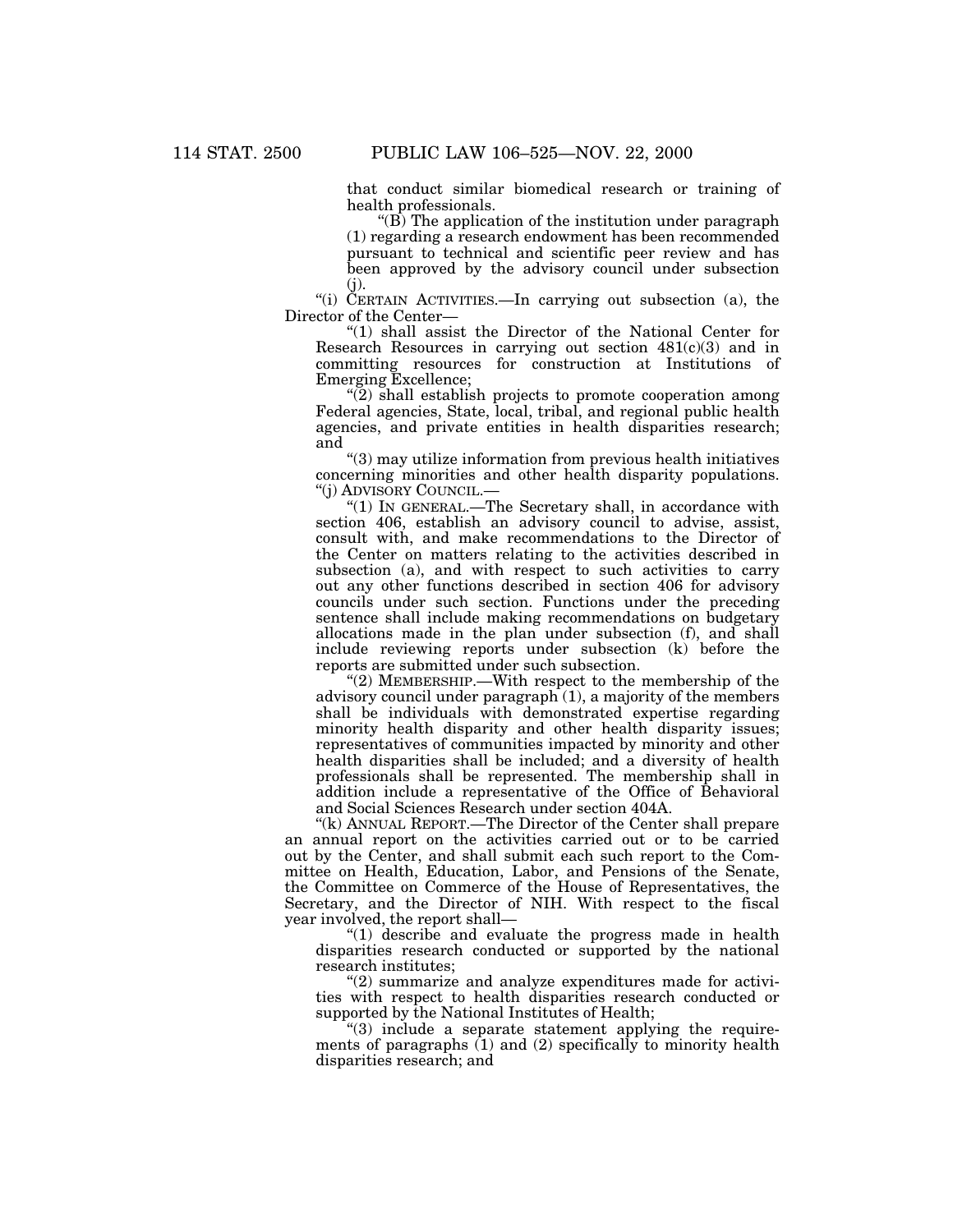that conduct similar biomedical research or training of health professionals.

"(B) The application of the institution under paragraph (1) regarding a research endowment has been recommended pursuant to technical and scientific peer review and has been approved by the advisory council under subsection (j).

"(i) CERTAIN ACTIVITIES.—In carrying out subsection (a), the Director of the Center—

"(1) shall assist the Director of the National Center for Research Resources in carrying out section 481(c)(3) and in committing resources for construction at Institutions of Emerging Excellence;

"(2) shall establish projects to promote cooperation among Federal agencies, State, local, tribal, and regional public health agencies, and private entities in health disparities research; and

"(3) may utilize information from previous health initiatives concerning minorities and other health disparity populations.

"(j) ADVISORY COUNCIL.—

"(1) IN GENERAL.—The Secretary shall, in accordance with section 406, establish an advisory council to advise, assist, consult with, and make recommendations to the Director of the Center on matters relating to the activities described in subsection (a), and with respect to such activities to carry out any other functions described in section 406 for advisory councils under such section. Functions under the preceding sentence shall include making recommendations on budgetary allocations made in the plan under subsection (f), and shall include reviewing reports under subsection (k) before the reports are submitted under such subsection.

"(2) MEMBERSHIP.—With respect to the membership of the advisory council under paragraph (1), a majority of the members shall be individuals with demonstrated expertise regarding minority health disparity and other health disparity issues; representatives of communities impacted by minority and other health disparities shall be included; and a diversity of health professionals shall be represented. The membership shall in addition include a representative of the Office of Behavioral and Social Sciences Research under section 404A.

"(k) ANNUAL REPORT.—The Director of the Center shall prepare an annual report on the activities carried out or to be carried out by the Center, and shall submit each such report to the Committee on Health, Education, Labor, and Pensions of the Senate, the Committee on Commerce of the House of Representatives, the Secretary, and the Director of NIH. With respect to the fiscal year involved, the report shall—

"(1) describe and evaluate the progress made in health disparities research conducted or supported by the national research institutes;

"(2) summarize and analyze expenditures made for activities with respect to health disparities research conducted or supported by the National Institutes of Health;

"(3) include a separate statement applying the requirements of paragraphs (1) and (2) specifically to minority health disparities research; and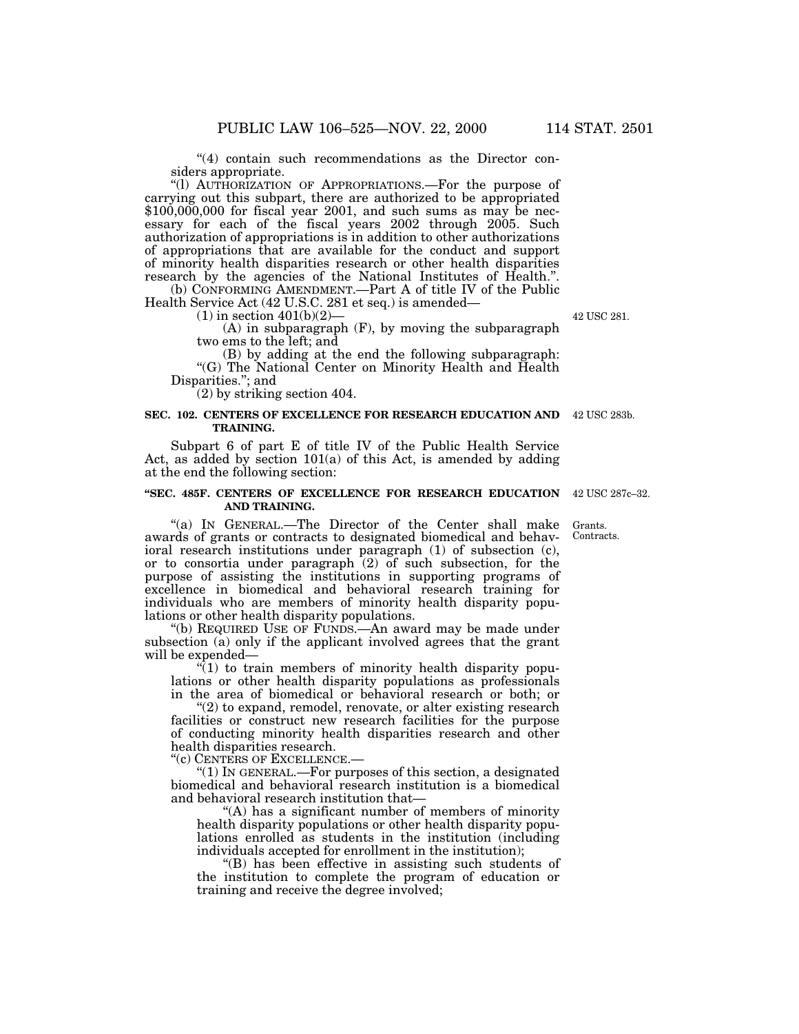"(4) contain such recommendations as the Director considers appropriate.

"(l) AUTHORIZATION OF APPROPRIATIONS.—For the purpose of carrying out this subpart, there are authorized to be appropriated $100,000,000 for fiscal year 2001, and such sums as may be necessary for each of the fiscal years 2002 through 2005. Such authorization of appropriations is in addition to other authorizations of appropriations that are available for the conduct and support of minority health disparities research or other health disparities research by the agencies of the National Institutes of Health.".

(b) CONFORMING AMENDMENT.—Part A of title IV of the Public Health Service Act (42 U.S.C. 281 et seq.) is amended—

42 USC 281.

(1) in section 401(b)(2)—

(A) in subparagraph (F), by moving the subparagraph two ems to the left; and

(B) by adding at the end the following subparagraph:

"(G) The National Center on Minority Health and Health Disparities."; and

(2) by striking section 404.

**SEC. 102. CENTERS OF EXCELLENCE FOR RESEARCH EDUCATION AND TRAINING.**

42 USC 283b.

Subpart 6 of part E of title IV of the Public Health Service Act, as added by section 101(a) of this Act, is amended by adding at the end the following section:

**"SEC. 485F. CENTERS OF EXCELLENCE FOR RESEARCH EDUCATION AND TRAINING.**

42 USC 287c–32.

"(a) IN GENERAL.—The Director of the Center shall make awards of grants or contracts to designated biomedical and behavioral research institutions under paragraph (1) of subsection (c), or to consortia under paragraph (2) of such subsection, for the purpose of assisting the institutions in supporting programs of excellence in biomedical and behavioral research training for individuals who are members of minority health disparity populations or other health disparity populations.

Grants.
Contracts.

"(b) REQUIRED USE OF FUNDS.—An award may be made under subsection (a) only if the applicant involved agrees that the grant will be expended—

"(1) to train members of minority health disparity populations or other health disparity populations as professionals in the area of biomedical or behavioral research or both; or

"(2) to expand, remodel, renovate, or alter existing research facilities or construct new research facilities for the purpose of conducting minority health disparities research and other health disparities research.

"(c) CENTERS OF EXCELLENCE.—

"(1) IN GENERAL.—For purposes of this section, a designated biomedical and behavioral research institution is a biomedical and behavioral research institution that—

"(A) has a significant number of members of minority health disparity populations or other health disparity populations enrolled as students in the institution (including individuals accepted for enrollment in the institution);

"(B) has been effective in assisting such students of the institution to complete the program of education or training and receive the degree involved;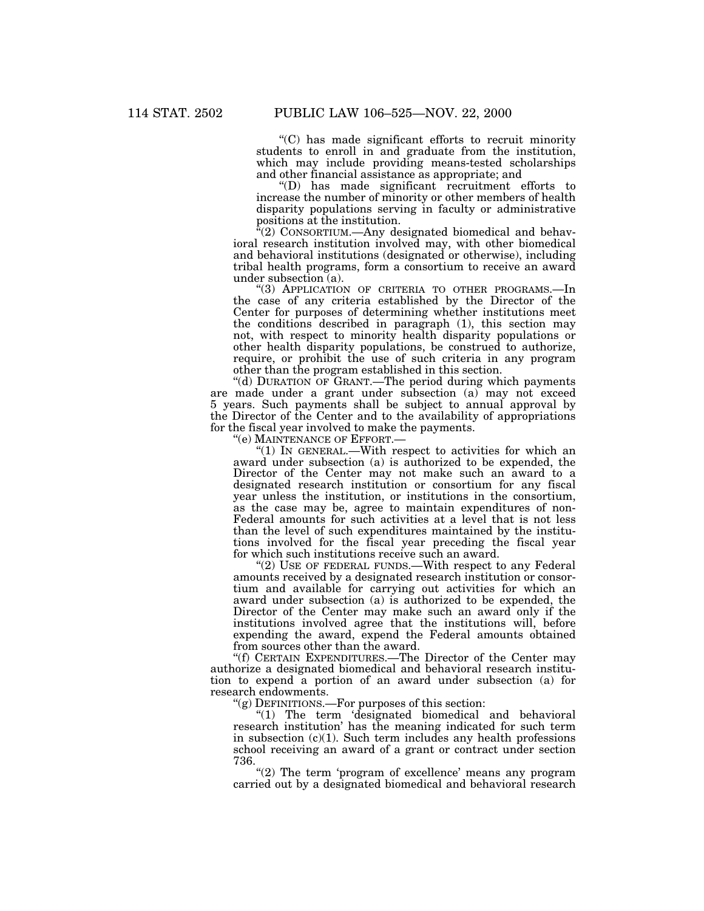"(C) has made significant efforts to recruit minority students to enroll in and graduate from the institution, which may include providing means-tested scholarships and other financial assistance as appropriate; and

"(D) has made significant recruitment efforts to increase the number of minority or other members of health disparity populations serving in faculty or administrative positions at the institution.

"(2) CONSORTIUM.—Any designated biomedical and behavioral research institution involved may, with other biomedical and behavioral institutions (designated or otherwise), including tribal health programs, form a consortium to receive an award under subsection (a).

"(3) APPLICATION OF CRITERIA TO OTHER PROGRAMS.—In the case of any criteria established by the Director of the Center for purposes of determining whether institutions meet the conditions described in paragraph (1), this section may not, with respect to minority health disparity populations or other health disparity populations, be construed to authorize, require, or prohibit the use of such criteria in any program other than the program established in this section.

"(d) DURATION OF GRANT.—The period during which payments are made under a grant under subsection (a) may not exceed 5 years. Such payments shall be subject to annual approval by the Director of the Center and to the availability of appropriations for the fiscal year involved to make the payments.

"(e) MAINTENANCE OF EFFORT.—

"(1) IN GENERAL.—With respect to activities for which an award under subsection (a) is authorized to be expended, the Director of the Center may not make such an award to a designated research institution or consortium for any fiscal year unless the institution, or institutions in the consortium, as the case may be, agree to maintain expenditures of non-Federal amounts for such activities at a level that is not less than the level of such expenditures maintained by the institutions involved for the fiscal year preceding the fiscal year for which such institutions receive such an award.

"(2) USE OF FEDERAL FUNDS.—With respect to any Federal amounts received by a designated research institution or consortium and available for carrying out activities for which an award under subsection (a) is authorized to be expended, the Director of the Center may make such an award only if the institutions involved agree that the institutions will, before expending the award, expend the Federal amounts obtained from sources other than the award.

"(f) CERTAIN EXPENDITURES.—The Director of the Center may authorize a designated biomedical and behavioral research institution to expend a portion of an award under subsection (a) for research endowments.

"(g) DEFINITIONS.—For purposes of this section:

"(1) The term 'designated biomedical and behavioral research institution' has the meaning indicated for such term in subsection (c)(1). Such term includes any health professions school receiving an award of a grant or contract under section 736.

"(2) The term 'program of excellence' means any program carried out by a designated biomedical and behavioral research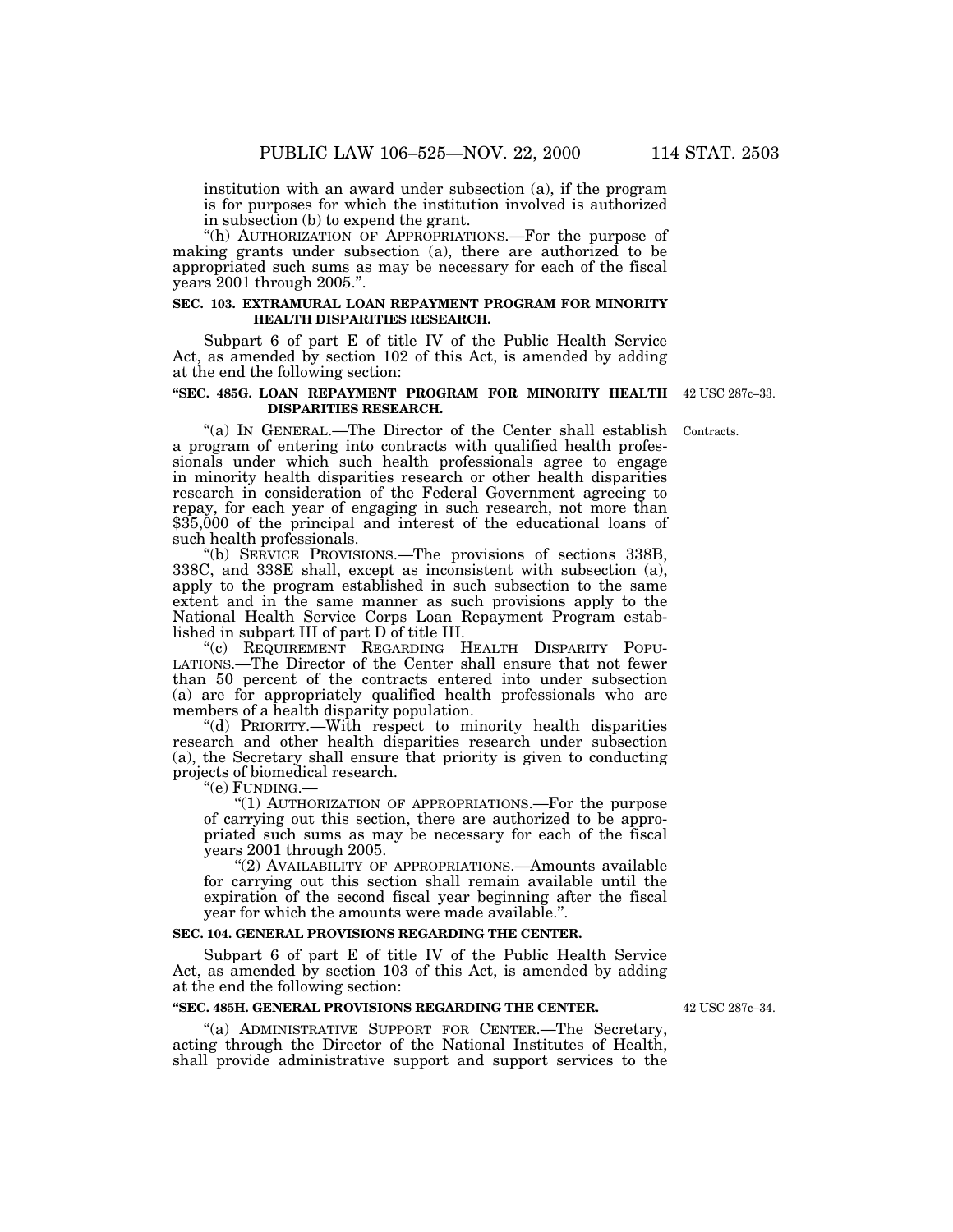institution with an award under subsection (a), if the program is for purposes for which the institution involved is authorized in subsection (b) to expend the grant.

"(h) AUTHORIZATION OF APPROPRIATIONS.—For the purpose of making grants under subsection (a), there are authorized to be appropriated such sums as may be necessary for each of the fiscal years 2001 through 2005.".

**SEC. 103. EXTRAMURAL LOAN REPAYMENT PROGRAM FOR MINORITY HEALTH DISPARITIES RESEARCH.**

Subpart 6 of part E of title IV of the Public Health Service Act, as amended by section 102 of this Act, is amended by adding at the end the following section:

**"SEC. 485G. LOAN REPAYMENT PROGRAM FOR MINORITY HEALTH DISPARITIES RESEARCH.**

42 USC 287c–33.

Contracts.

"(a) IN GENERAL.—The Director of the Center shall establish a program of entering into contracts with qualified health professionals under which such health professionals agree to engage in minority health disparities research or other health disparities research in consideration of the Federal Government agreeing to repay, for each year of engaging in such research, not more than $35,000 of the principal and interest of the educational loans of such health professionals.

"(b) SERVICE PROVISIONS.—The provisions of sections 338B, 338C, and 338E shall, except as inconsistent with subsection (a), apply to the program established in such subsection to the same extent and in the same manner as such provisions apply to the National Health Service Corps Loan Repayment Program established in subpart III of part D of title III.

"(c) REQUIREMENT REGARDING HEALTH DISPARITY POPULATIONS.—The Director of the Center shall ensure that not fewer than 50 percent of the contracts entered into under subsection (a) are for appropriately qualified health professionals who are members of a health disparity population.

"(d) PRIORITY.—With respect to minority health disparities research and other health disparities research under subsection (a), the Secretary shall ensure that priority is given to conducting projects of biomedical research.

"(e) FUNDING.—

"(1) AUTHORIZATION OF APPROPRIATIONS.—For the purpose of carrying out this section, there are authorized to be appropriated such sums as may be necessary for each of the fiscal years 2001 through 2005.

"(2) AVAILABILITY OF APPROPRIATIONS.—Amounts available for carrying out this section shall remain available until the expiration of the second fiscal year beginning after the fiscal year for which the amounts were made available.".

**SEC. 104. GENERAL PROVISIONS REGARDING THE CENTER.**

Subpart 6 of part E of title IV of the Public Health Service Act, as amended by section 103 of this Act, is amended by adding at the end the following section:

**"SEC. 485H. GENERAL PROVISIONS REGARDING THE CENTER.**

42 USC 287c–34.

"(a) ADMINISTRATIVE SUPPORT FOR CENTER.—The Secretary, acting through the Director of the National Institutes of Health, shall provide administrative support and support services to the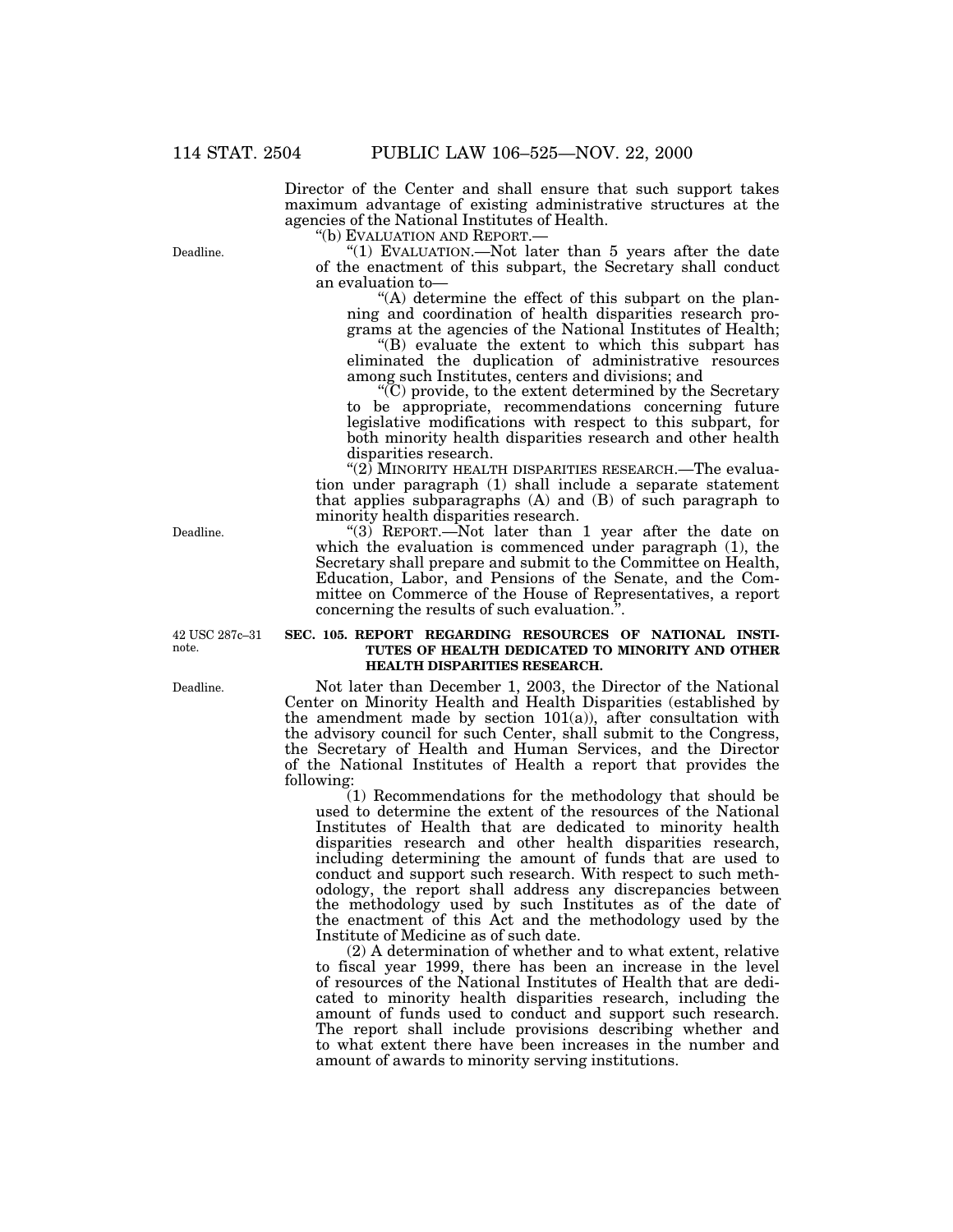Director of the Center and shall ensure that such support takes maximum advantage of existing administrative structures at the agencies of the National Institutes of Health.

"(b) EVALUATION AND REPORT.—

Deadline.

"(1) EVALUATION.—Not later than 5 years after the date of the enactment of this subpart, the Secretary shall conduct an evaluation to—

"(A) determine the effect of this subpart on the planning and coordination of health disparities research programs at the agencies of the National Institutes of Health;

"(B) evaluate the extent to which this subpart has eliminated the duplication of administrative resources among such Institutes, centers and divisions; and

"(C) provide, to the extent determined by the Secretary to be appropriate, recommendations concerning future legislative modifications with respect to this subpart, for both minority health disparities research and other health disparities research.

"(2) MINORITY HEALTH DISPARITIES RESEARCH.—The evaluation under paragraph (1) shall include a separate statement that applies subparagraphs (A) and (B) of such paragraph to minority health disparities research.

Deadline.

"(3) REPORT.—Not later than 1 year after the date on which the evaluation is commenced under paragraph (1), the Secretary shall prepare and submit to the Committee on Health, Education, Labor, and Pensions of the Senate, and the Committee on Commerce of the House of Representatives, a report concerning the results of such evaluation.".

42 USC 287c–31 note.

**SEC. 105. REPORT REGARDING RESOURCES OF NATIONAL INSTITUTES OF HEALTH DEDICATED TO MINORITY AND OTHER HEALTH DISPARITIES RESEARCH.**

Deadline.

Not later than December 1, 2003, the Director of the National Center on Minority Health and Health Disparities (established by the amendment made by section 101(a)), after consultation with the advisory council for such Center, shall submit to the Congress, the Secretary of Health and Human Services, and the Director of the National Institutes of Health a report that provides the following:

(1) Recommendations for the methodology that should be used to determine the extent of the resources of the National Institutes of Health that are dedicated to minority health disparities research and other health disparities research, including determining the amount of funds that are used to conduct and support such research. With respect to such methodology, the report shall address any discrepancies between the methodology used by such Institutes as of the date of the enactment of this Act and the methodology used by the Institute of Medicine as of such date.

(2) A determination of whether and to what extent, relative to fiscal year 1999, there has been an increase in the level of resources of the National Institutes of Health that are dedicated to minority health disparities research, including the amount of funds used to conduct and support such research. The report shall include provisions describing whether and to what extent there have been increases in the number and amount of awards to minority serving institutions.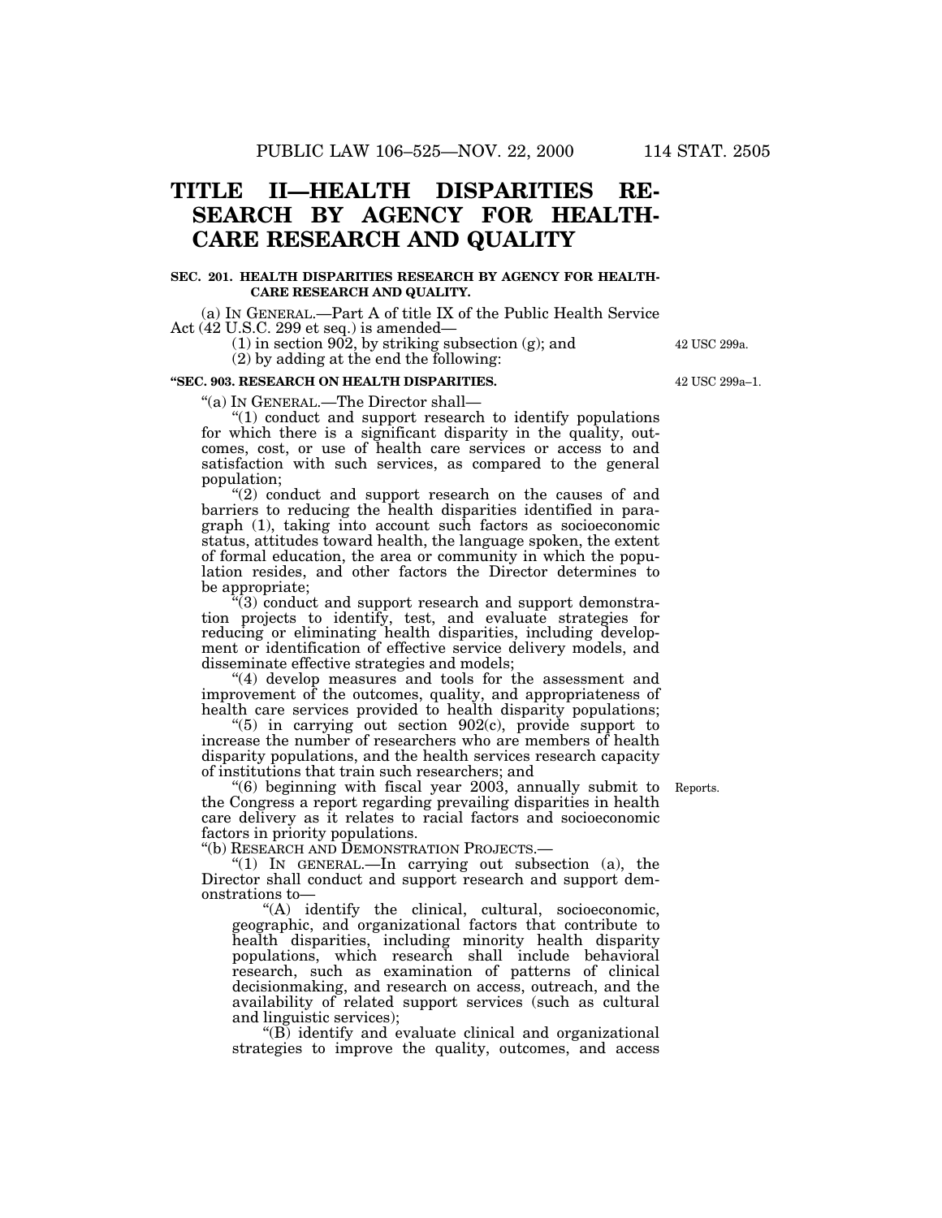# TITLE II—HEALTH DISPARITIES RESEARCH BY AGENCY FOR HEALTHCARE RESEARCH AND QUALITY

**SEC. 201. HEALTH DISPARITIES RESEARCH BY AGENCY FOR HEALTHCARE RESEARCH AND QUALITY.**

(a) IN GENERAL.—Part A of title IX of the Public Health Service Act (42 U.S.C. 299 et seq.) is amended—

(1) in section 902, by striking subsection (g); and

42 USC 299a.

(2) by adding at the end the following:

**"SEC. 903. RESEARCH ON HEALTH DISPARITIES.**

42 USC 299a–1.

"(a) IN GENERAL.—The Director shall—

"(1) conduct and support research to identify populations for which there is a significant disparity in the quality, outcomes, cost, or use of health care services or access to and satisfaction with such services, as compared to the general population;

"(2) conduct and support research on the causes of and barriers to reducing the health disparities identified in paragraph (1), taking into account such factors as socioeconomic status, attitudes toward health, the language spoken, the extent of formal education, the area or community in which the population resides, and other factors the Director determines to be appropriate;

"(3) conduct and support research and support demonstration projects to identify, test, and evaluate strategies for reducing or eliminating health disparities, including development or identification of effective service delivery models, and disseminate effective strategies and models;

"(4) develop measures and tools for the assessment and improvement of the outcomes, quality, and appropriateness of health care services provided to health disparity populations;

"(5) in carrying out section 902(c), provide support to increase the number of researchers who are members of health disparity populations, and the health services research capacity of institutions that train such researchers; and

"(6) beginning with fiscal year 2003, annually submit to the Congress a report regarding prevailing disparities in health care delivery as it relates to racial factors and socioeconomic factors in priority populations.

Reports.

"(b) RESEARCH AND DEMONSTRATION PROJECTS.—

"(1) IN GENERAL.—In carrying out subsection (a), the Director shall conduct and support research and support demonstrations to—

"(A) identify the clinical, cultural, socioeconomic, geographic, and organizational factors that contribute to health disparities, including minority health disparity populations, which research shall include behavioral research, such as examination of patterns of clinical decisionmaking, and research on access, outreach, and the availability of related support services (such as cultural and linguistic services);

"(B) identify and evaluate clinical and organizational strategies to improve the quality, outcomes, and access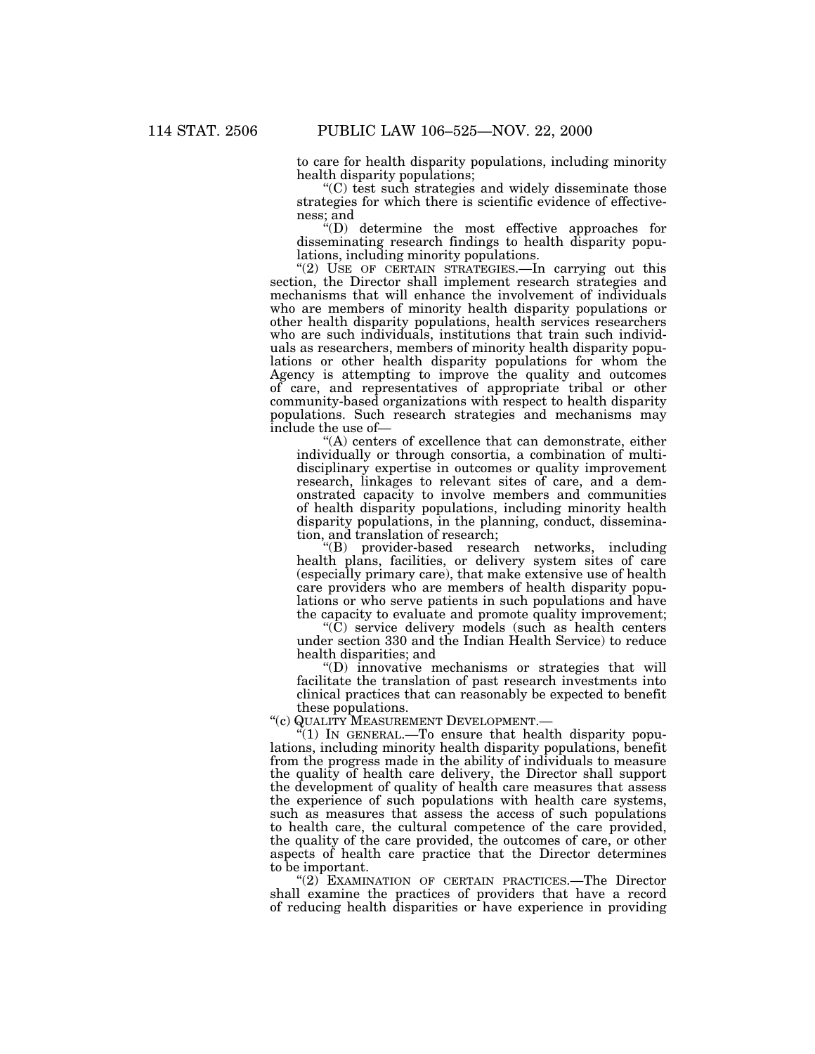to care for health disparity populations, including minority health disparity populations;

"(C) test such strategies and widely disseminate those strategies for which there is scientific evidence of effectiveness; and

"(D) determine the most effective approaches for disseminating research findings to health disparity populations, including minority populations.

"(2) USE OF CERTAIN STRATEGIES.—In carrying out this section, the Director shall implement research strategies and mechanisms that will enhance the involvement of individuals who are members of minority health disparity populations or other health disparity populations, health services researchers who are such individuals, institutions that train such individuals as researchers, members of minority health disparity populations or other health disparity populations for whom the Agency is attempting to improve the quality and outcomes of care, and representatives of appropriate tribal or other community-based organizations with respect to health disparity populations. Such research strategies and mechanisms may include the use of—

"(A) centers of excellence that can demonstrate, either individually or through consortia, a combination of multi-disciplinary expertise in outcomes or quality improvement research, linkages to relevant sites of care, and a demonstrated capacity to involve members and communities of health disparity populations, including minority health disparity populations, in the planning, conduct, dissemination, and translation of research;

"(B) provider-based research networks, including health plans, facilities, or delivery system sites of care (especially primary care), that make extensive use of health care providers who are members of health disparity populations or who serve patients in such populations and have the capacity to evaluate and promote quality improvement;

"(C) service delivery models (such as health centers under section 330 and the Indian Health Service) to reduce health disparities; and

"(D) innovative mechanisms or strategies that will facilitate the translation of past research investments into clinical practices that can reasonably be expected to benefit these populations.

"(c) QUALITY MEASUREMENT DEVELOPMENT.—

"(1) IN GENERAL.—To ensure that health disparity populations, including minority health disparity populations, benefit from the progress made in the ability of individuals to measure the quality of health care delivery, the Director shall support the development of quality of health care measures that assess the experience of such populations with health care systems, such as measures that assess the access of such populations to health care, the cultural competence of the care provided, the quality of the care provided, the outcomes of care, or other aspects of health care practice that the Director determines to be important.

"(2) EXAMINATION OF CERTAIN PRACTICES.—The Director shall examine the practices of providers that have a record of reducing health disparities or have experience in providing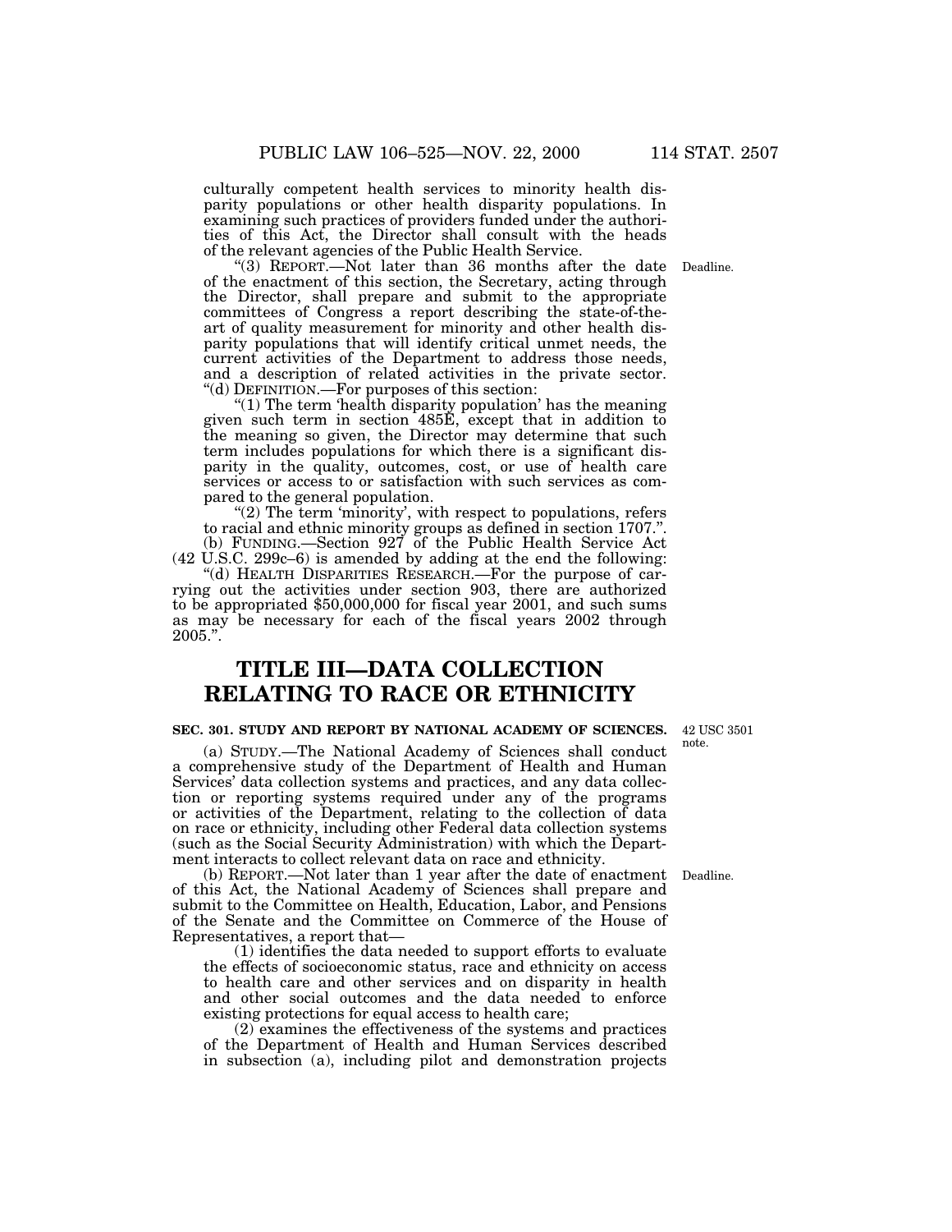culturally competent health services to minority health disparity populations or other health disparity populations. In examining such practices of providers funded under the authorities of this Act, the Director shall consult with the heads of the relevant agencies of the Public Health Service.

"(3) REPORT.—Not later than 36 months after the date of the enactment of this section, the Secretary, acting through the Director, shall prepare and submit to the appropriate committees of Congress a report describing the state-of-the-art of quality measurement for minority and other health disparity populations that will identify critical unmet needs, the current activities of the Department to address those needs, and a description of related activities in the private sector.

Deadline.

"(d) DEFINITION.—For purposes of this section:

"(1) The term 'health disparity population' has the meaning given such term in section 485E, except that in addition to the meaning so given, the Director may determine that such term includes populations for which there is a significant disparity in the quality, outcomes, cost, or use of health care services or access to or satisfaction with such services as compared to the general population.

"(2) The term 'minority', with respect to populations, refers to racial and ethnic minority groups as defined in section 1707.".

(b) FUNDING.—Section 927 of the Public Health Service Act (42 U.S.C. 299c–6) is amended by adding at the end the following:

"(d) HEALTH DISPARITIES RESEARCH.—For the purpose of carrying out the activities under section 903, there are authorized to be appropriated $50,000,000 for fiscal year 2001, and such sums as may be necessary for each of the fiscal years 2002 through 2005.".

# TITLE III—DATA COLLECTION RELATING TO RACE OR ETHNICITY

**SEC. 301. STUDY AND REPORT BY NATIONAL ACADEMY OF SCIENCES.**

42 USC 3501 note.

(a) STUDY.—The National Academy of Sciences shall conduct a comprehensive study of the Department of Health and Human Services' data collection systems and practices, and any data collection or reporting systems required under any of the programs or activities of the Department, relating to the collection of data on race or ethnicity, including other Federal data collection systems (such as the Social Security Administration) with which the Department interacts to collect relevant data on race and ethnicity.

(b) REPORT.—Not later than 1 year after the date of enactment of this Act, the National Academy of Sciences shall prepare and submit to the Committee on Health, Education, Labor, and Pensions of the Senate and the Committee on Commerce of the House of Representatives, a report that—

Deadline.

(1) identifies the data needed to support efforts to evaluate the effects of socioeconomic status, race and ethnicity on access to health care and other services and on disparity in health and other social outcomes and the data needed to enforce existing protections for equal access to health care;

(2) examines the effectiveness of the systems and practices of the Department of Health and Human Services described in subsection (a), including pilot and demonstration projects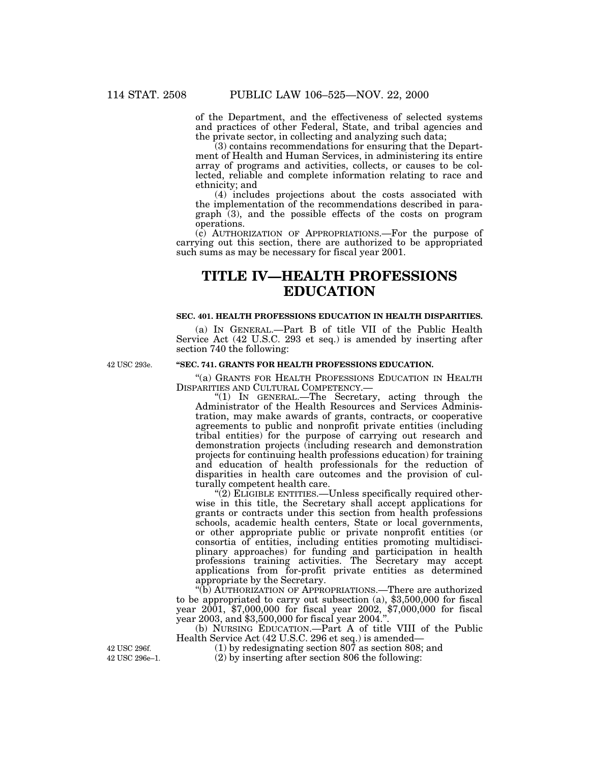of the Department, and the effectiveness of selected systems and practices of other Federal, State, and tribal agencies and the private sector, in collecting and analyzing such data;

(3) contains recommendations for ensuring that the Department of Health and Human Services, in administering its entire array of programs and activities, collects, or causes to be collected, reliable and complete information relating to race and ethnicity; and

(4) includes projections about the costs associated with the implementation of the recommendations described in paragraph (3), and the possible effects of the costs on program operations.

(c) AUTHORIZATION OF APPROPRIATIONS.—For the purpose of carrying out this section, there are authorized to be appropriated such sums as may be necessary for fiscal year 2001.

# TITLE IV—HEALTH PROFESSIONS EDUCATION

### SEC. 401. HEALTH PROFESSIONS EDUCATION IN HEALTH DISPARITIES.

(a) IN GENERAL.—Part B of title VII of the Public Health Service Act (42 U.S.C. 293 et seq.) is amended by inserting after section 740 the following:

42 USC 293e.

**"SEC. 741. GRANTS FOR HEALTH PROFESSIONS EDUCATION.**

"(a) GRANTS FOR HEALTH PROFESSIONS EDUCATION IN HEALTH DISPARITIES AND CULTURAL COMPETENCY.—

"(1) IN GENERAL.—The Secretary, acting through the Administrator of the Health Resources and Services Administration, may make awards of grants, contracts, or cooperative agreements to public and nonprofit private entities (including tribal entities) for the purpose of carrying out research and demonstration projects (including research and demonstration projects for continuing health professions education) for training and education of health professionals for the reduction of disparities in health care outcomes and the provision of culturally competent health care.

"(2) ELIGIBLE ENTITIES.—Unless specifically required otherwise in this title, the Secretary shall accept applications for grants or contracts under this section from health professions schools, academic health centers, State or local governments, or other appropriate public or private nonprofit entities (or consortia of entities, including entities promoting multidisciplinary approaches) for funding and participation in health professions training activities. The Secretary may accept applications from for-profit private entities as determined appropriate by the Secretary.

"(b) AUTHORIZATION OF APPROPRIATIONS.—There are authorized to be appropriated to carry out subsection (a), $3,500,000 for fiscal year 2001, $7,000,000 for fiscal year 2002, $7,000,000 for fiscal year 2003, and $3,500,000 for fiscal year 2004.".

(b) NURSING EDUCATION.—Part A of title VIII of the Public Health Service Act (42 U.S.C. 296 et seq.) is amended—

42 USC 296f.
42 USC 296e–1.

(1) by redesignating section 807 as section 808; and

(2) by inserting after section 806 the following: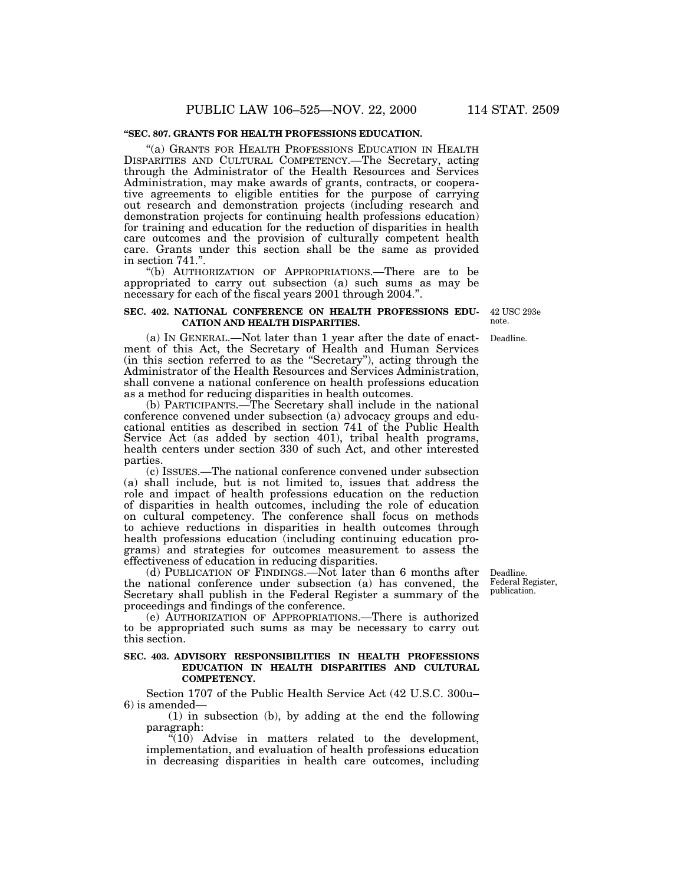**"SEC. 807. GRANTS FOR HEALTH PROFESSIONS EDUCATION.**

"(a) GRANTS FOR HEALTH PROFESSIONS EDUCATION IN HEALTH DISPARITIES AND CULTURAL COMPETENCY.—The Secretary, acting through the Administrator of the Health Resources and Services Administration, may make awards of grants, contracts, or cooperative agreements to eligible entities for the purpose of carrying out research and demonstration projects (including research and demonstration projects for continuing health professions education) for training and education for the reduction of disparities in health care outcomes and the provision of culturally competent health care. Grants under this section shall be the same as provided in section 741.".

"(b) AUTHORIZATION OF APPROPRIATIONS.—There are to be appropriated to carry out subsection (a) such sums as may be necessary for each of the fiscal years 2001 through 2004.".

**SEC. 402. NATIONAL CONFERENCE ON HEALTH PROFESSIONS EDUCATION AND HEALTH DISPARITIES.**

42 USC 293e note.

Deadline.

(a) IN GENERAL.—Not later than 1 year after the date of enactment of this Act, the Secretary of Health and Human Services (in this section referred to as the "Secretary"), acting through the Administrator of the Health Resources and Services Administration, shall convene a national conference on health professions education as a method for reducing disparities in health outcomes.

(b) PARTICIPANTS.—The Secretary shall include in the national conference convened under subsection (a) advocacy groups and educational entities as described in section 741 of the Public Health Service Act (as added by section 401), tribal health programs, health centers under section 330 of such Act, and other interested parties.

(c) ISSUES.—The national conference convened under subsection (a) shall include, but is not limited to, issues that address the role and impact of health professions education on the reduction of disparities in health outcomes, including the role of education on cultural competency. The conference shall focus on methods to achieve reductions in disparities in health outcomes through health professions education (including continuing education programs) and strategies for outcomes measurement to assess the effectiveness of education in reducing disparities.

Deadline. Federal Register, publication.

(d) PUBLICATION OF FINDINGS.—Not later than 6 months after the national conference under subsection (a) has convened, the Secretary shall publish in the Federal Register a summary of the proceedings and findings of the conference.

(e) AUTHORIZATION OF APPROPRIATIONS.—There is authorized to be appropriated such sums as may be necessary to carry out this section.

**SEC. 403. ADVISORY RESPONSIBILITIES IN HEALTH PROFESSIONS EDUCATION IN HEALTH DISPARITIES AND CULTURAL COMPETENCY.**

Section 1707 of the Public Health Service Act (42 U.S.C. 300u–6) is amended—

(1) in subsection (b), by adding at the end the following paragraph:

"(10) Advise in matters related to the development, implementation, and evaluation of health professions education in decreasing disparities in health care outcomes, including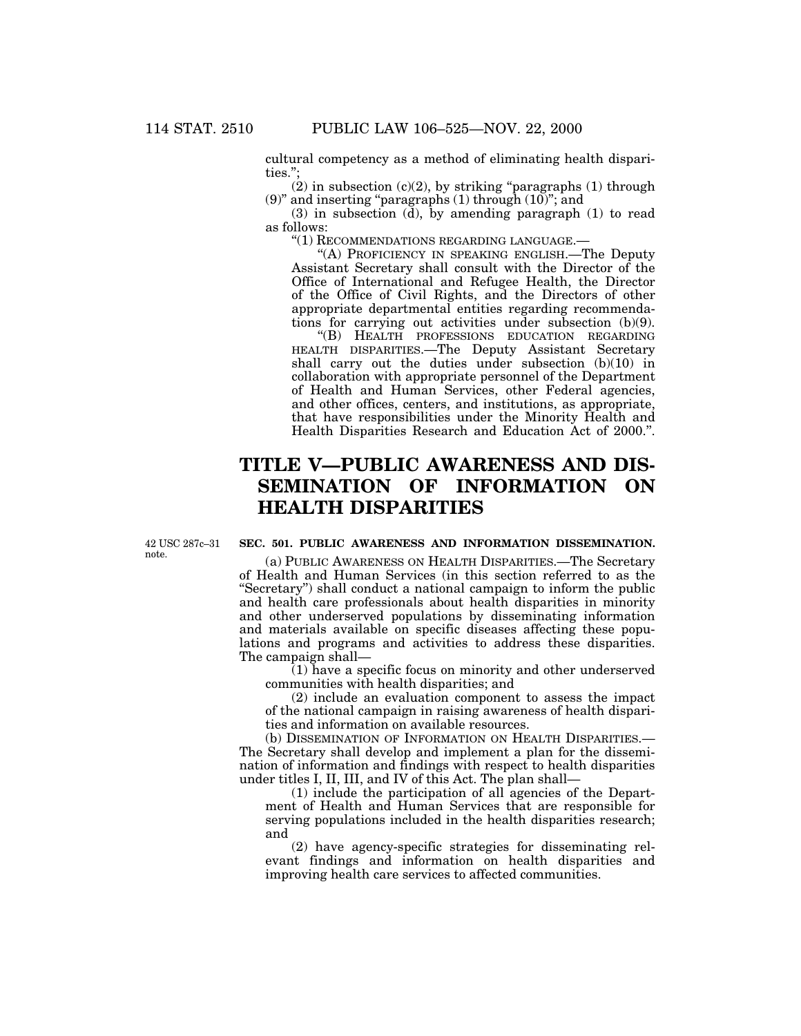cultural competency as a method of eliminating health disparities.";

(2) in subsection (c)(2), by striking "paragraphs (1) through (9)" and inserting "paragraphs (1) through (10)"; and

(3) in subsection (d), by amending paragraph (1) to read as follows:

"(1) RECOMMENDATIONS REGARDING LANGUAGE.—

"(A) PROFICIENCY IN SPEAKING ENGLISH.—The Deputy Assistant Secretary shall consult with the Director of the Office of International and Refugee Health, the Director of the Office of Civil Rights, and the Directors of other appropriate departmental entities regarding recommendations for carrying out activities under subsection (b)(9).

"(B) HEALTH PROFESSIONS EDUCATION REGARDING HEALTH DISPARITIES.—The Deputy Assistant Secretary shall carry out the duties under subsection (b)(10) in collaboration with appropriate personnel of the Department of Health and Human Services, other Federal agencies, and other offices, centers, and institutions, as appropriate, that have responsibilities under the Minority Health and Health Disparities Research and Education Act of 2000.".

# TITLE V—PUBLIC AWARENESS AND DISSEMINATION OF INFORMATION ON HEALTH DISPARITIES

42 USC 287c–31 note.

**SEC. 501. PUBLIC AWARENESS AND INFORMATION DISSEMINATION.**

(a) PUBLIC AWARENESS ON HEALTH DISPARITIES.—The Secretary of Health and Human Services (in this section referred to as the "Secretary") shall conduct a national campaign to inform the public and health care professionals about health disparities in minority and other underserved populations by disseminating information and materials available on specific diseases affecting these populations and programs and activities to address these disparities. The campaign shall—

(1) have a specific focus on minority and other underserved communities with health disparities; and

(2) include an evaluation component to assess the impact of the national campaign in raising awareness of health disparities and information on available resources.

(b) DISSEMINATION OF INFORMATION ON HEALTH DISPARITIES.—The Secretary shall develop and implement a plan for the dissemination of information and findings with respect to health disparities under titles I, II, III, and IV of this Act. The plan shall—

(1) include the participation of all agencies of the Department of Health and Human Services that are responsible for serving populations included in the health disparities research; and

(2) have agency-specific strategies for disseminating relevant findings and information on health disparities and improving health care services to affected communities.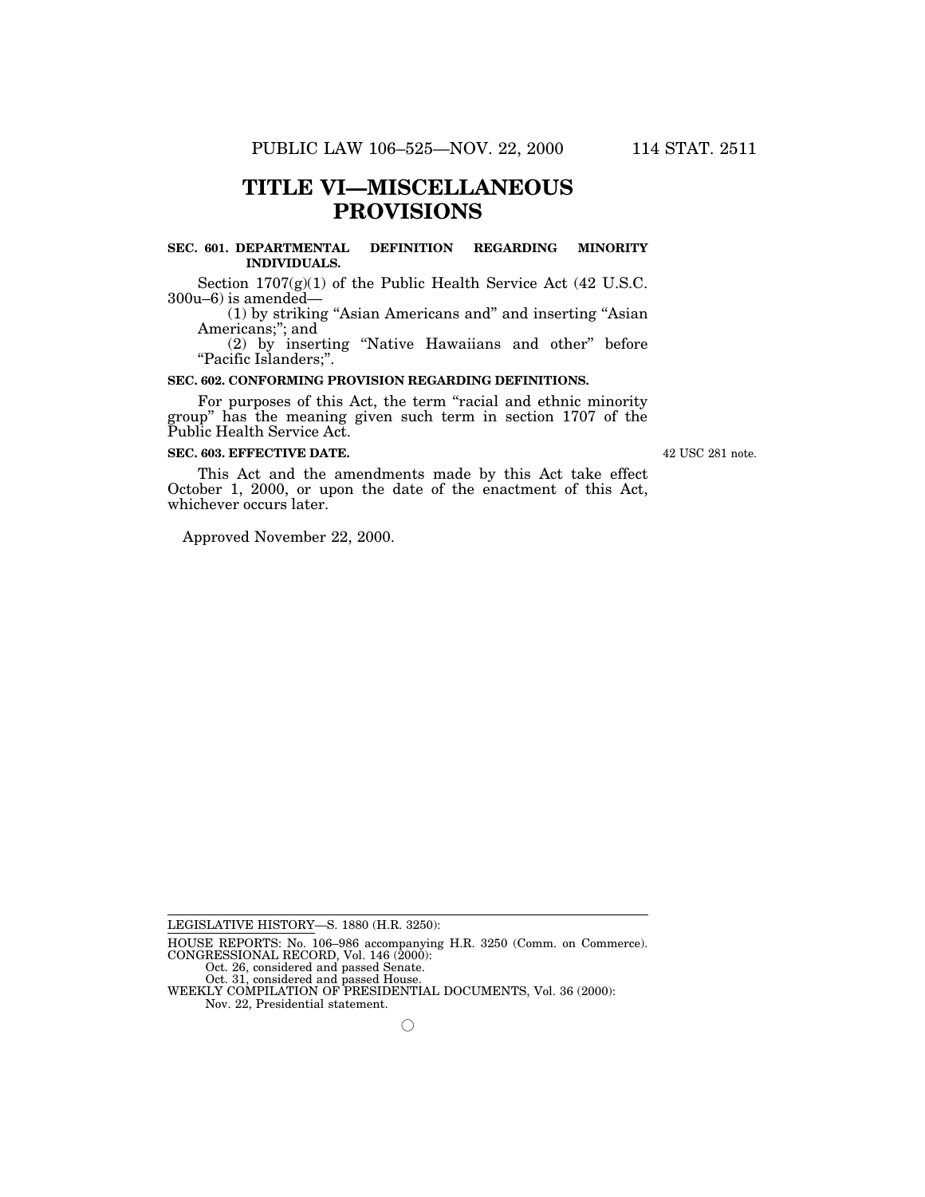# TITLE VI—MISCELLANEOUS PROVISIONS

**SEC. 601. DEPARTMENTAL DEFINITION REGARDING MINORITY INDIVIDUALS.**

Section 1707(g)(1) of the Public Health Service Act (42 U.S.C. 300u–6) is amended—

(1) by striking "Asian Americans and" and inserting "Asian Americans;"; and

(2) by inserting "Native Hawaiians and other" before "Pacific Islanders;".

**SEC. 602. CONFORMING PROVISION REGARDING DEFINITIONS.**

For purposes of this Act, the term "racial and ethnic minority group" has the meaning given such term in section 1707 of the Public Health Service Act.

**SEC. 603. EFFECTIVE DATE.**

42 USC 281 note.

This Act and the amendments made by this Act take effect October 1, 2000, or upon the date of the enactment of this Act, whichever occurs later.

Approved November 22, 2000.

---

LEGISLATIVE HISTORY—S. 1880 (H.R. 3250):

HOUSE REPORTS: No. 106–986 accompanying H.R. 3250 (Comm. on Commerce).
CONGRESSIONAL RECORD, Vol. 146 (2000):
Oct. 26, considered and passed Senate.
Oct. 31, considered and passed House.
WEEKLY COMPILATION OF PRESIDENTIAL DOCUMENTS, Vol. 36 (2000):
Nov. 22, Presidential statement.